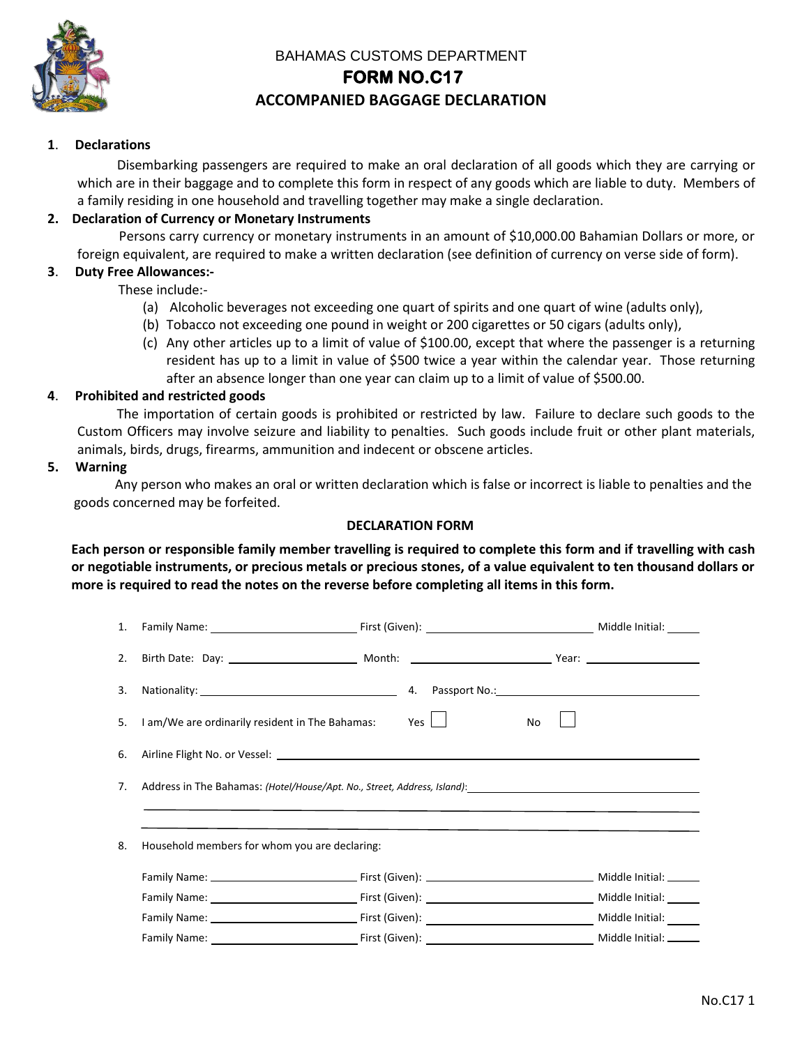BAHAMAS CUSTOMS DEPARTMENT

# FORM NO.C17

## ACCOMPANIED BAGGAGE DECLARATION

**1. Declarations**

Disembarking passengers are required to make an oral declaration of all goods which they are carrying or which are in their baggage and to complete this form in respect of any goods which are liable to duty. Members of a family residing in one household and travelling together may make a single declaration.

**2. Declaration of Currency or Monetary Instruments**

Persons carry currency or monetary instruments in an amount of $10,000.00 Bahamian Dollars or more, or foreign equivalent, are required to make a written declaration (see definition of currency on verse side of form).

**3. Duty Free Allowances:-**

These include:-

(a) Alcoholic beverages not exceeding one quart of spirits and one quart of wine (adults only),

(b) Tobacco not exceeding one pound in weight or 200 cigarettes or 50 cigars (adults only),

(c) Any other articles up to a limit of value of $100.00, except that where the passenger is a returning resident has up to a limit in value of $500 twice a year within the calendar year. Those returning after an absence longer than one year can claim up to a limit of value of $500.00.

**4. Prohibited and restricted goods**

The importation of certain goods is prohibited or restricted by law. Failure to declare such goods to the Custom Officers may involve seizure and liability to penalties. Such goods include fruit or other plant materials, animals, birds, drugs, firearms, ammunition and indecent or obscene articles.

**5. Warning**

Any person who makes an oral or written declaration which is false or incorrect is liable to penalties and the goods concerned may be forfeited.

**DECLARATION FORM**

**Each person or responsible family member travelling is required to complete this form and if travelling with cash or negotiable instruments, or precious metals or precious stones, of a value equivalent to ten thousand dollars or more is required to read the notes on the reverse before completing all items in this form.**

1. Family Name: ____________ First (Given): ____________ Middle Initial: ____

2. Birth Date: Day: ____________ Month: ____________ Year: ____________

3. Nationality: ____________ 4. Passport No.: ____________

5. I am/We are ordinarily resident in The Bahamas: Yes ☐ No ☐

6. Airline Flight No. or Vessel: ____________

7. Address in The Bahamas: *(Hotel/House/Apt. No., Street, Address, Island)*: ____________

8. Household members for whom you are declaring:

Family Name: ____________ First (Given): ____________ Middle Initial: ____

Family Name: ____________ First (Given): ____________ Middle Initial: ____

Family Name: ____________ First (Given): ____________ Middle Initial: ____

Family Name: ____________ First (Given): ____________ Middle Initial: ____

No.C17 1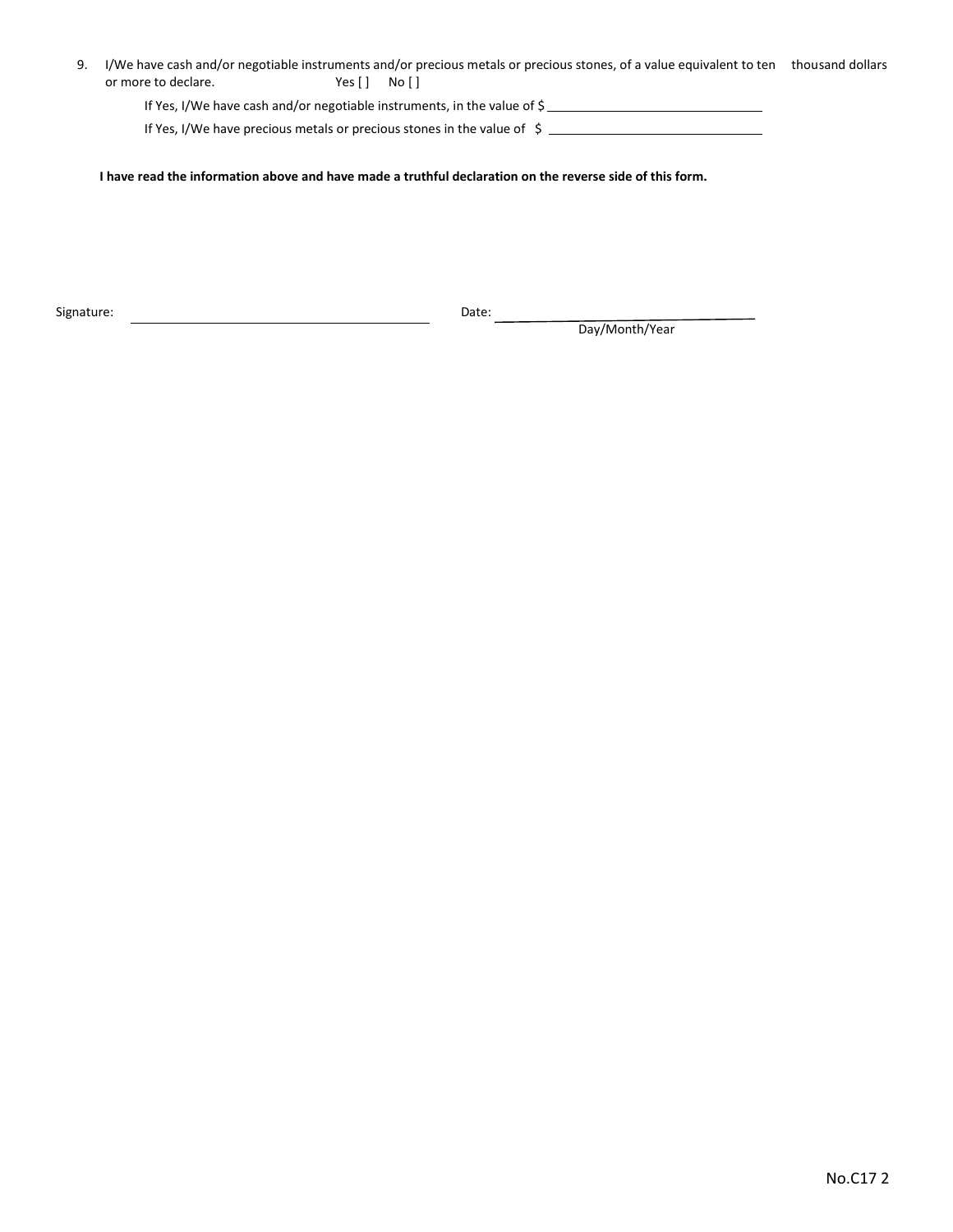9. I/We have cash and/or negotiable instruments and/or precious metals or precious stones, of a value equivalent to ten thousand dollars or more to declare. Yes [ ] No [ ]

   If Yes, I/We have cash and/or negotiable instruments, in the value of $ ______________________________

   If Yes, I/We have precious metals or precious stones in the value of $ ______________________________

**I have read the information above and have made a truthful declaration on the reverse side of this form.**

Signature: ____________________________________________ Date: ____________________________________
Day/Month/Year

No.C17 2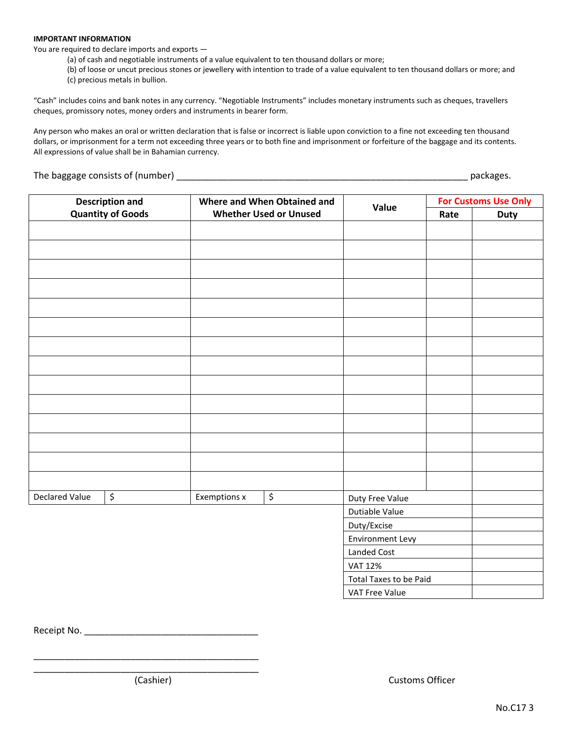**IMPORTANT INFORMATION**

You are required to declare imports and exports —

(a) of cash and negotiable instruments of a value equivalent to ten thousand dollars or more;

(b) of loose or uncut precious stones or jewellery with intention to trade of a value equivalent to ten thousand dollars or more; and

(c) precious metals in bullion.

"Cash" includes coins and bank notes in any currency. "Negotiable Instruments" includes monetary instruments such as cheques, travellers cheques, promissory notes, money orders and instruments in bearer form.

Any person who makes an oral or written declaration that is false or incorrect is liable upon conviction to a fine not exceeding ten thousand dollars, or imprisonment for a term not exceeding three years or to both fine and imprisonment or forfeiture of the baggage and its contents. All expressions of value shall be in Bahamian currency.

The baggage consists of (number) ____________________________________________________________ packages.

| Description and Quantity of Goods | | Where and When Obtained and Whether Used or Unused | | Value | For Customs Use Only | |
|---|---|---|---|---|---|---|
| | | | | | Rate | Duty |
| | | | | | | |
| | | | | | | |
| | | | | | | |
| | | | | | | |
| | | | | | | |
| | | | | | | |
| | | | | | | |
| | | | | | | |
| | | | | | | |
| | | | | | | |
| | | | | | | |
| | | | | | | |
| | | | | | | |
| | | | | | | |
| Declared Value | $ | Exemptions x | $ | Duty Free Value | | |

| | |
|---|---|
| Duty Free Value | |
| Dutiable Value | |
| Duty/Excise | |
| Environment Levy | |
| Landed Cost | |
| VAT 12% | |
| Total Taxes to be Paid | |
| VAT Free Value | |

Receipt No. ___________________________________

_______________________________________________

_______________________________________________

(Cashier)

Customs Officer

No.C17 3